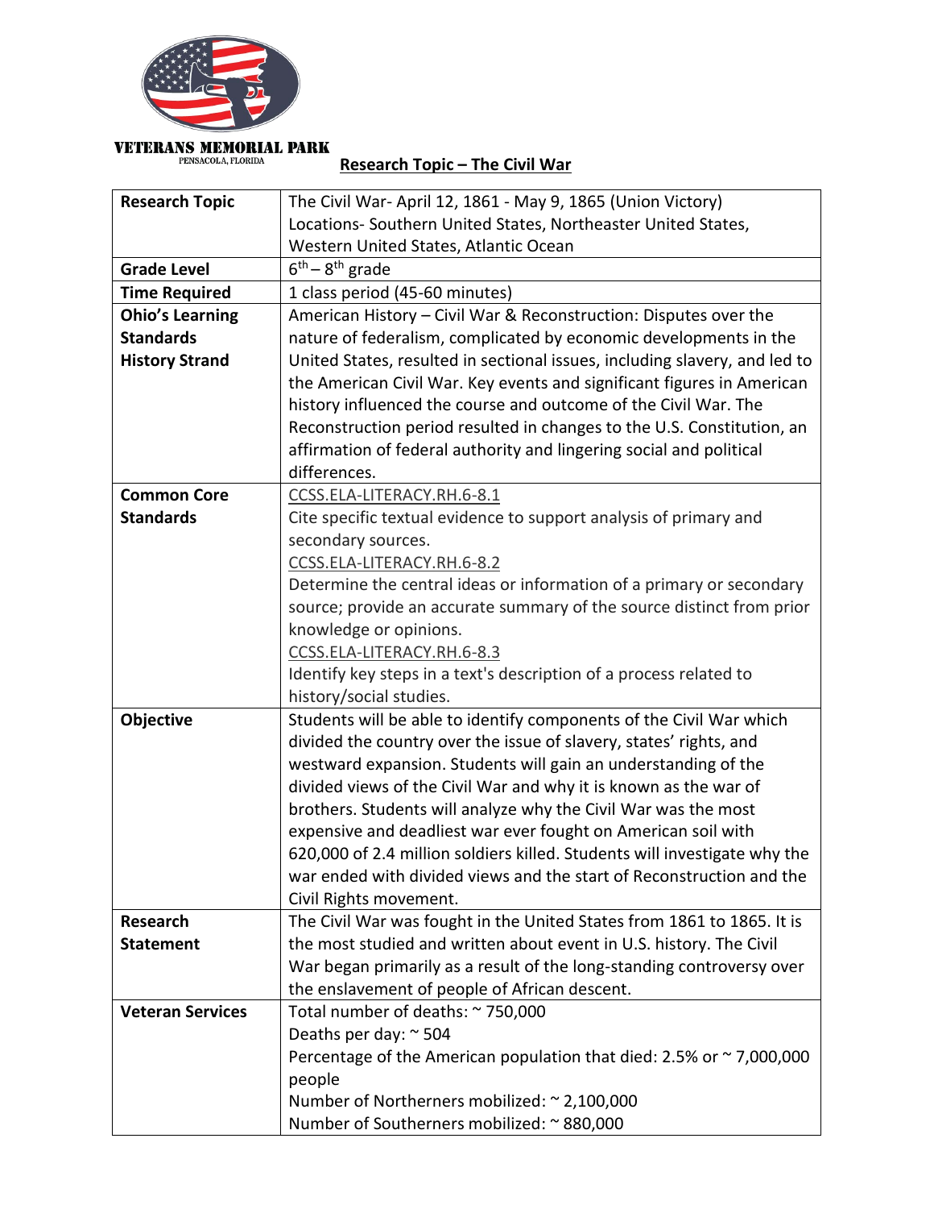VETERANS MEMORIAL PARK
PENSACOLA, FLORIDA

# Research Topic – The Civil War

| | |
|---|---|
| **Research Topic** | The Civil War- April 12, 1861 - May 9, 1865 (Union Victory)<br>Locations- Southern United States, Northeaster United States, Western United States, Atlantic Ocean |
| **Grade Level** | 6th – 8th grade |
| **Time Required** | 1 class period (45-60 minutes) |
| **Ohio's Learning Standards History Strand** | American History – Civil War & Reconstruction: Disputes over the nature of federalism, complicated by economic developments in the United States, resulted in sectional issues, including slavery, and led to the American Civil War. Key events and significant figures in American history influenced the course and outcome of the Civil War. The Reconstruction period resulted in changes to the U.S. Constitution, an affirmation of federal authority and lingering social and political differences. |
| **Common Core Standards** | CCSS.ELA-LITERACY.RH.6-8.1<br>Cite specific textual evidence to support analysis of primary and secondary sources.<br>CCSS.ELA-LITERACY.RH.6-8.2<br>Determine the central ideas or information of a primary or secondary source; provide an accurate summary of the source distinct from prior knowledge or opinions.<br>CCSS.ELA-LITERACY.RH.6-8.3<br>Identify key steps in a text's description of a process related to history/social studies. |
| **Objective** | Students will be able to identify components of the Civil War which divided the country over the issue of slavery, states' rights, and westward expansion. Students will gain an understanding of the divided views of the Civil War and why it is known as the war of brothers. Students will analyze why the Civil War was the most expensive and deadliest war ever fought on American soil with 620,000 of 2.4 million soldiers killed. Students will investigate why the war ended with divided views and the start of Reconstruction and the Civil Rights movement. |
| **Research Statement** | The Civil War was fought in the United States from 1861 to 1865. It is the most studied and written about event in U.S. history. The Civil War began primarily as a result of the long-standing controversy over the enslavement of people of African descent. |
| **Veteran Services** | Total number of deaths: ~ 750,000<br>Deaths per day: ~ 504<br>Percentage of the American population that died: 2.5% or ~ 7,000,000 people<br>Number of Northerners mobilized: ~ 2,100,000<br>Number of Southerners mobilized: ~ 880,000 |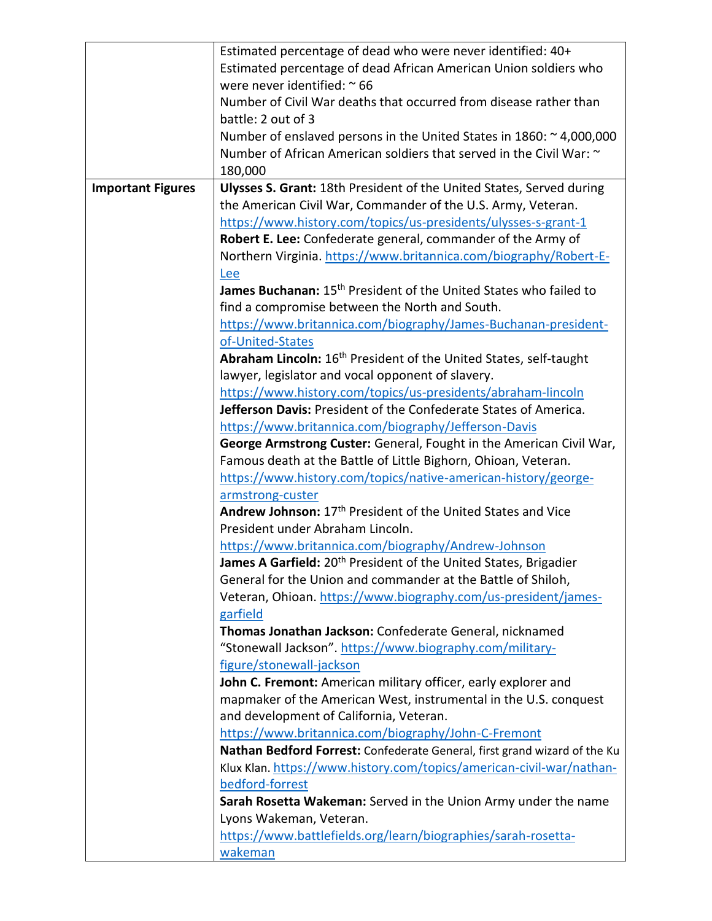| | |
|---|---|
| | Estimated percentage of dead who were never identified: 40+<br>Estimated percentage of dead African American Union soldiers who were never identified: ~ 66<br>Number of Civil War deaths that occurred from disease rather than battle: 2 out of 3<br>Number of enslaved persons in the United States in 1860: ~ 4,000,000<br>Number of African American soldiers that served in the Civil War: ~ 180,000 |
| **Important Figures** | **Ulysses S. Grant:** 18th President of the United States, Served during the American Civil War, Commander of the U.S. Army, Veteran. https://www.history.com/topics/us-presidents/ulysses-s-grant-1<br>**Robert E. Lee:** Confederate general, commander of the Army of Northern Virginia. https://www.britannica.com/biography/Robert-E-Lee<br>**James Buchanan:** 15th President of the United States who failed to find a compromise between the North and South. https://www.britannica.com/biography/James-Buchanan-president-of-United-States<br>**Abraham Lincoln:** 16th President of the United States, self-taught lawyer, legislator and vocal opponent of slavery. https://www.history.com/topics/us-presidents/abraham-lincoln<br>**Jefferson Davis:** President of the Confederate States of America. https://www.britannica.com/biography/Jefferson-Davis<br>**George Armstrong Custer:** General, Fought in the American Civil War, Famous death at the Battle of Little Bighorn, Ohioan, Veteran. https://www.history.com/topics/native-american-history/george-armstrong-custer<br>**Andrew Johnson:** 17th President of the United States and Vice President under Abraham Lincoln. https://www.britannica.com/biography/Andrew-Johnson<br>**James A Garfield:** 20th President of the United States, Brigadier General for the Union and commander at the Battle of Shiloh, Veteran, Ohioan. https://www.biography.com/us-president/james-garfield<br>**Thomas Jonathan Jackson:** Confederate General, nicknamed "Stonewall Jackson". https://www.biography.com/military-figure/stonewall-jackson<br>**John C. Fremont:** American military officer, early explorer and mapmaker of the American West, instrumental in the U.S. conquest and development of California, Veteran. https://www.britannica.com/biography/John-C-Fremont<br>**Nathan Bedford Forrest:** Confederate General, first grand wizard of the Ku Klux Klan. https://www.history.com/topics/american-civil-war/nathan-bedford-forrest<br>**Sarah Rosetta Wakeman:** Served in the Union Army under the name Lyons Wakeman, Veteran. https://www.battlefields.org/learn/biographies/sarah-rosetta-wakeman |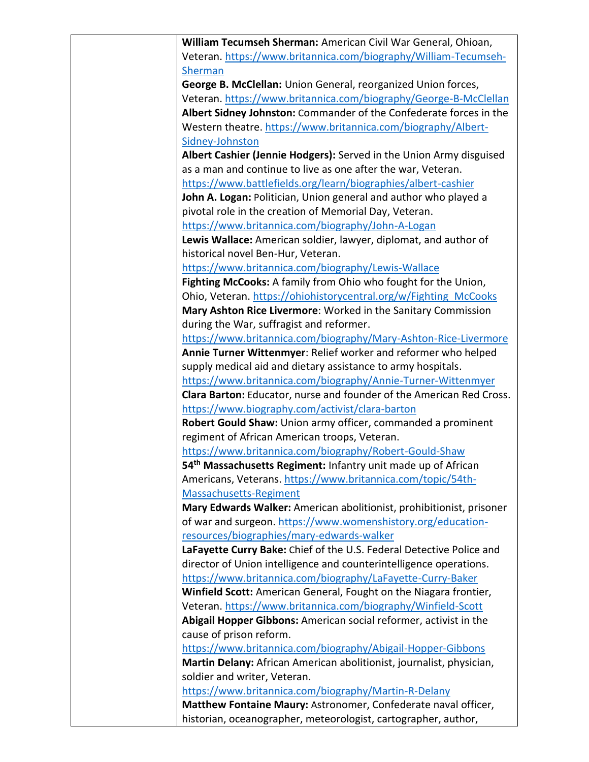| | **William Tecumseh Sherman:** American Civil War General, Ohioan, Veteran. https://www.britannica.com/biography/William-Tecumseh-Sherman<br>**George B. McClellan:** Union General, reorganized Union forces, Veteran. https://www.britannica.com/biography/George-B-McClellan<br>**Albert Sidney Johnston:** Commander of the Confederate forces in the Western theatre. https://www.britannica.com/biography/Albert-Sidney-Johnston<br>**Albert Cashier (Jennie Hodgers):** Served in the Union Army disguised as a man and continue to live as one after the war, Veteran. https://www.battlefields.org/learn/biographies/albert-cashier<br>**John A. Logan:** Politician, Union general and author who played a pivotal role in the creation of Memorial Day, Veteran. https://www.britannica.com/biography/John-A-Logan<br>**Lewis Wallace:** American soldier, lawyer, diplomat, and author of historical novel Ben-Hur, Veteran. https://www.britannica.com/biography/Lewis-Wallace<br>**Fighting McCooks:** A family from Ohio who fought for the Union, Ohio, Veteran. https://ohiohistorycentral.org/w/Fighting_McCooks<br>**Mary Ashton Rice Livermore**: Worked in the Sanitary Commission during the War, suffragist and reformer. https://www.britannica.com/biography/Mary-Ashton-Rice-Livermore<br>**Annie Turner Wittenmyer**: Relief worker and reformer who helped supply medical aid and dietary assistance to army hospitals. https://www.britannica.com/biography/Annie-Turner-Wittenmyer<br>**Clara Barton:** Educator, nurse and founder of the American Red Cross. https://www.biography.com/activist/clara-barton<br>**Robert Gould Shaw:** Union army officer, commanded a prominent regiment of African American troops, Veteran. https://www.britannica.com/biography/Robert-Gould-Shaw<br>**54th Massachusetts Regiment:** Infantry unit made up of African Americans, Veterans. https://www.britannica.com/topic/54th-Massachusetts-Regiment<br>**Mary Edwards Walker:** American abolitionist, prohibitionist, prisoner of war and surgeon. https://www.womenshistory.org/education-resources/biographies/mary-edwards-walker<br>**LaFayette Curry Bake:** Chief of the U.S. Federal Detective Police and director of Union intelligence and counterintelligence operations. https://www.britannica.com/biography/LaFayette-Curry-Baker<br>**Winfield Scott:** American General, Fought on the Niagara frontier, Veteran. https://www.britannica.com/biography/Winfield-Scott<br>**Abigail Hopper Gibbons:** American social reformer, activist in the cause of prison reform. https://www.britannica.com/biography/Abigail-Hopper-Gibbons<br>**Martin Delany:** African American abolitionist, journalist, physician, soldier and writer, Veteran. https://www.britannica.com/biography/Martin-R-Delany<br>**Matthew Fontaine Maury:** Astronomer, Confederate naval officer, historian, oceanographer, meteorologist, cartographer, author, |
|---|---|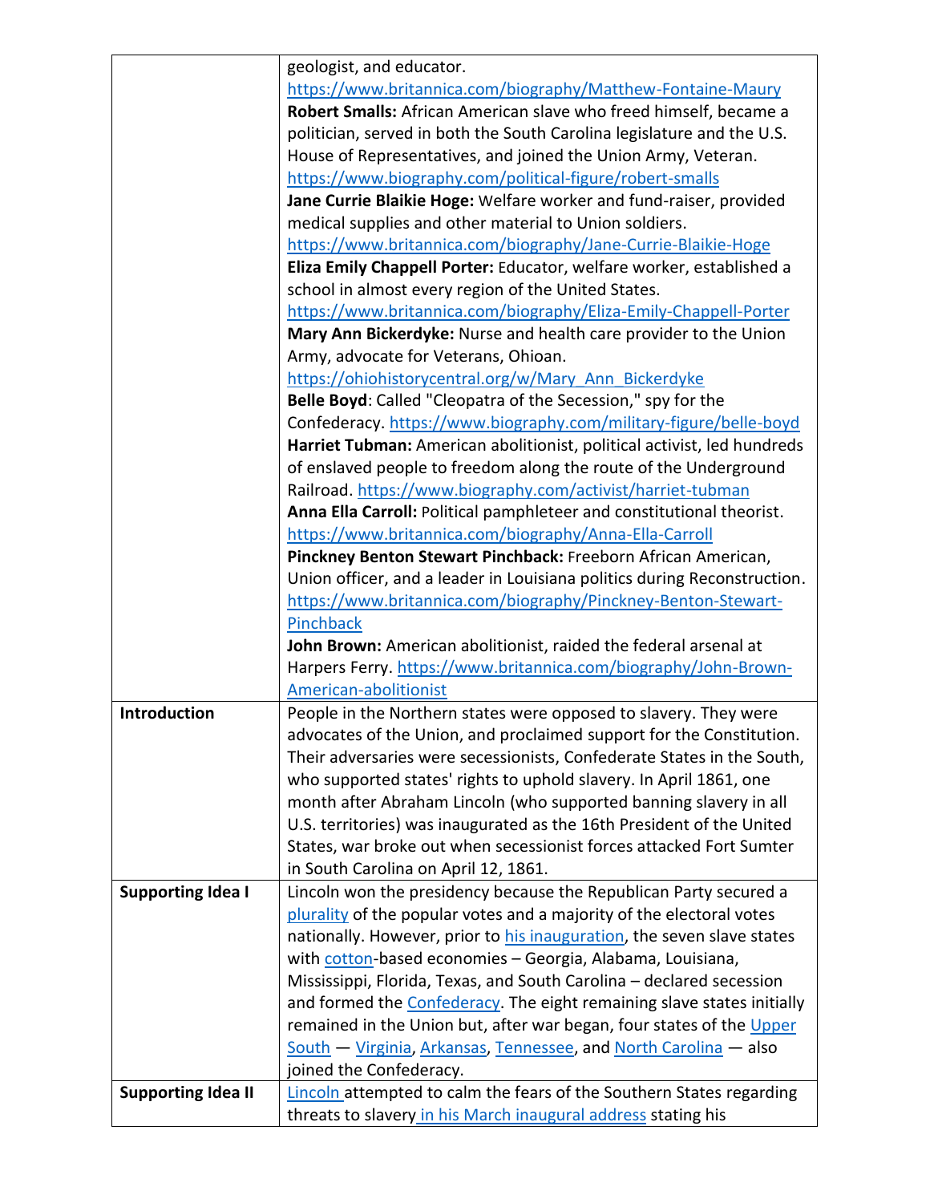| | |
|---|---|
| | geologist, and educator. https://www.britannica.com/biography/Matthew-Fontaine-Maury<br>**Robert Smalls:** African American slave who freed himself, became a politician, served in both the South Carolina legislature and the U.S. House of Representatives, and joined the Union Army, Veteran. https://www.biography.com/political-figure/robert-smalls<br>**Jane Currie Blaikie Hoge:** Welfare worker and fund-raiser, provided medical supplies and other material to Union soldiers. https://www.britannica.com/biography/Jane-Currie-Blaikie-Hoge<br>**Eliza Emily Chappell Porter:** Educator, welfare worker, established a school in almost every region of the United States. https://www.britannica.com/biography/Eliza-Emily-Chappell-Porter<br>**Mary Ann Bickerdyke:** Nurse and health care provider to the Union Army, advocate for Veterans, Ohioan. https://ohiohistorycentral.org/w/Mary_Ann_Bickerdyke<br>**Belle Boyd**: Called "Cleopatra of the Secession," spy for the Confederacy. https://www.biography.com/military-figure/belle-boyd<br>**Harriet Tubman:** American abolitionist, political activist, led hundreds of enslaved people to freedom along the route of the Underground Railroad. https://www.biography.com/activist/harriet-tubman<br>**Anna Ella Carroll:** Political pamphleteer and constitutional theorist. https://www.britannica.com/biography/Anna-Ella-Carroll<br>**Pinckney Benton Stewart Pinchback:** Freeborn African American, Union officer, and a leader in Louisiana politics during Reconstruction. https://www.britannica.com/biography/Pinckney-Benton-Stewart-Pinchback<br>**John Brown:** American abolitionist, raided the federal arsenal at Harpers Ferry. https://www.britannica.com/biography/John-Brown-American-abolitionist |
| **Introduction** | People in the Northern states were opposed to slavery. They were advocates of the Union, and proclaimed support for the Constitution. Their adversaries were secessionists, Confederate States in the South, who supported states' rights to uphold slavery. In April 1861, one month after Abraham Lincoln (who supported banning slavery in all U.S. territories) was inaugurated as the 16th President of the United States, war broke out when secessionist forces attacked Fort Sumter in South Carolina on April 12, 1861. |
| **Supporting Idea I** | Lincoln won the presidency because the Republican Party secured a plurality of the popular votes and a majority of the electoral votes nationally. However, prior to his inauguration, the seven slave states with cotton-based economies – Georgia, Alabama, Louisiana, Mississippi, Florida, Texas, and South Carolina – declared secession and formed the Confederacy. The eight remaining slave states initially remained in the Union but, after war began, four states of the Upper South — Virginia, Arkansas, Tennessee, and North Carolina — also joined the Confederacy. |
| **Supporting Idea II** | Lincoln attempted to calm the fears of the Southern States regarding threats to slavery in his March inaugural address stating his |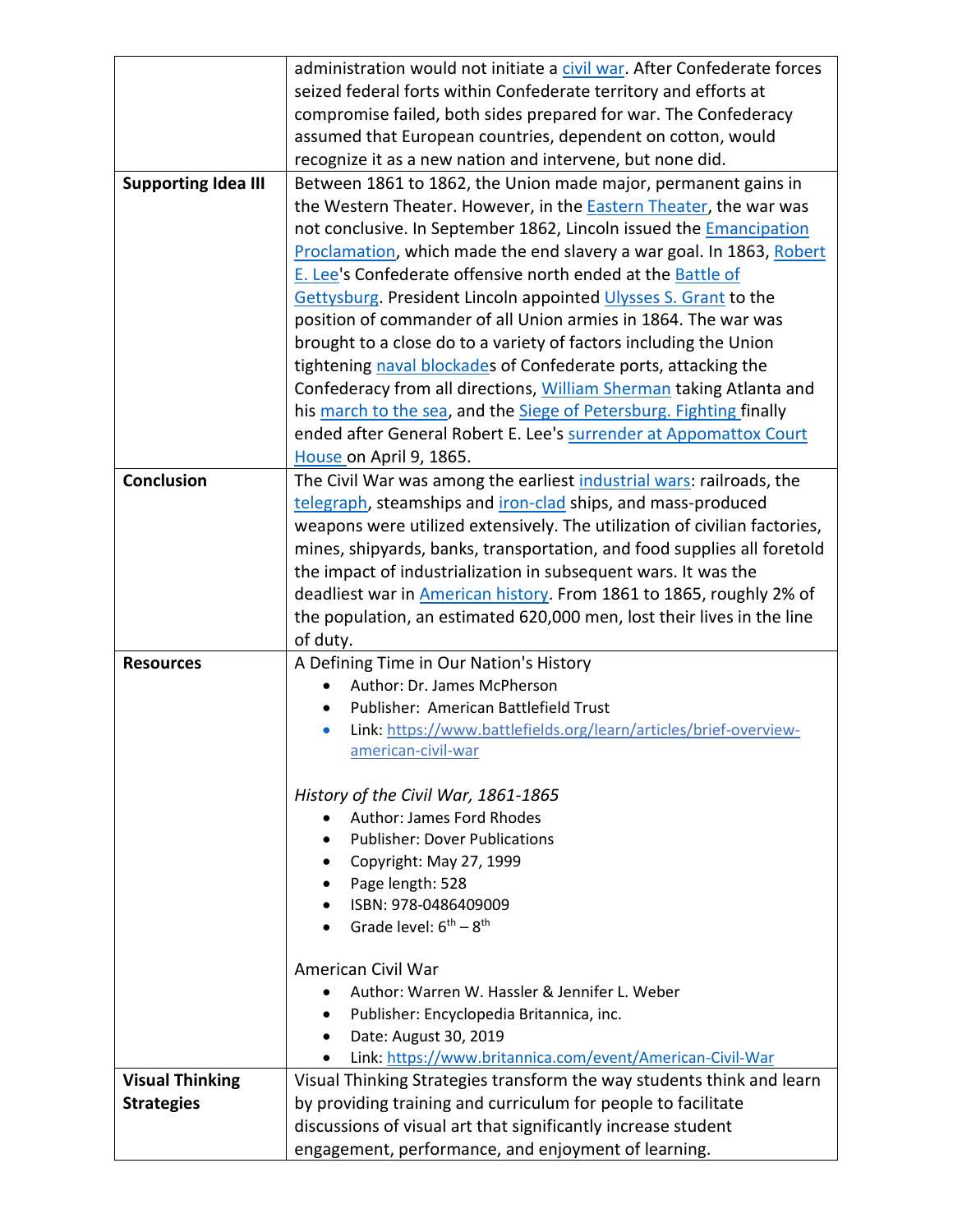| | |
|---|---|
| | administration would not initiate a civil war. After Confederate forces seized federal forts within Confederate territory and efforts at compromise failed, both sides prepared for war. The Confederacy assumed that European countries, dependent on cotton, would recognize it as a new nation and intervene, but none did. |
| **Supporting Idea III** | Between 1861 to 1862, the Union made major, permanent gains in the Western Theater. However, in the Eastern Theater, the war was not conclusive. In September 1862, Lincoln issued the Emancipation Proclamation, which made the end slavery a war goal. In 1863, Robert E. Lee's Confederate offensive north ended at the Battle of Gettysburg. President Lincoln appointed Ulysses S. Grant to the position of commander of all Union armies in 1864. The war was brought to a close do to a variety of factors including the Union tightening naval blockades of Confederate ports, attacking the Confederacy from all directions, William Sherman taking Atlanta and his march to the sea, and the Siege of Petersburg. Fighting finally ended after General Robert E. Lee's surrender at Appomattox Court House on April 9, 1865. |
| **Conclusion** | The Civil War was among the earliest industrial wars: railroads, the telegraph, steamships and iron-clad ships, and mass-produced weapons were utilized extensively. The utilization of civilian factories, mines, shipyards, banks, transportation, and food supplies all foretold the impact of industrialization in subsequent wars. It was the deadliest war in American history. From 1861 to 1865, roughly 2% of the population, an estimated 620,000 men, lost their lives in the line of duty. |
| **Resources** | A Defining Time in Our Nation's History<br>• Author: Dr. James McPherson<br>• Publisher: American Battlefield Trust<br>• Link: https://www.battlefields.org/learn/articles/brief-overview-american-civil-war<br><br>*History of the Civil War, 1861-1865*<br>• Author: James Ford Rhodes<br>• Publisher: Dover Publications<br>• Copyright: May 27, 1999<br>• Page length: 528<br>• ISBN: 978-0486409009<br>• Grade level: 6th – 8th<br><br>American Civil War<br>• Author: Warren W. Hassler & Jennifer L. Weber<br>• Publisher: Encyclopedia Britannica, inc.<br>• Date: August 30, 2019<br>• Link: https://www.britannica.com/event/American-Civil-War |
| **Visual Thinking Strategies** | Visual Thinking Strategies transform the way students think and learn by providing training and curriculum for people to facilitate discussions of visual art that significantly increase student engagement, performance, and enjoyment of learning. |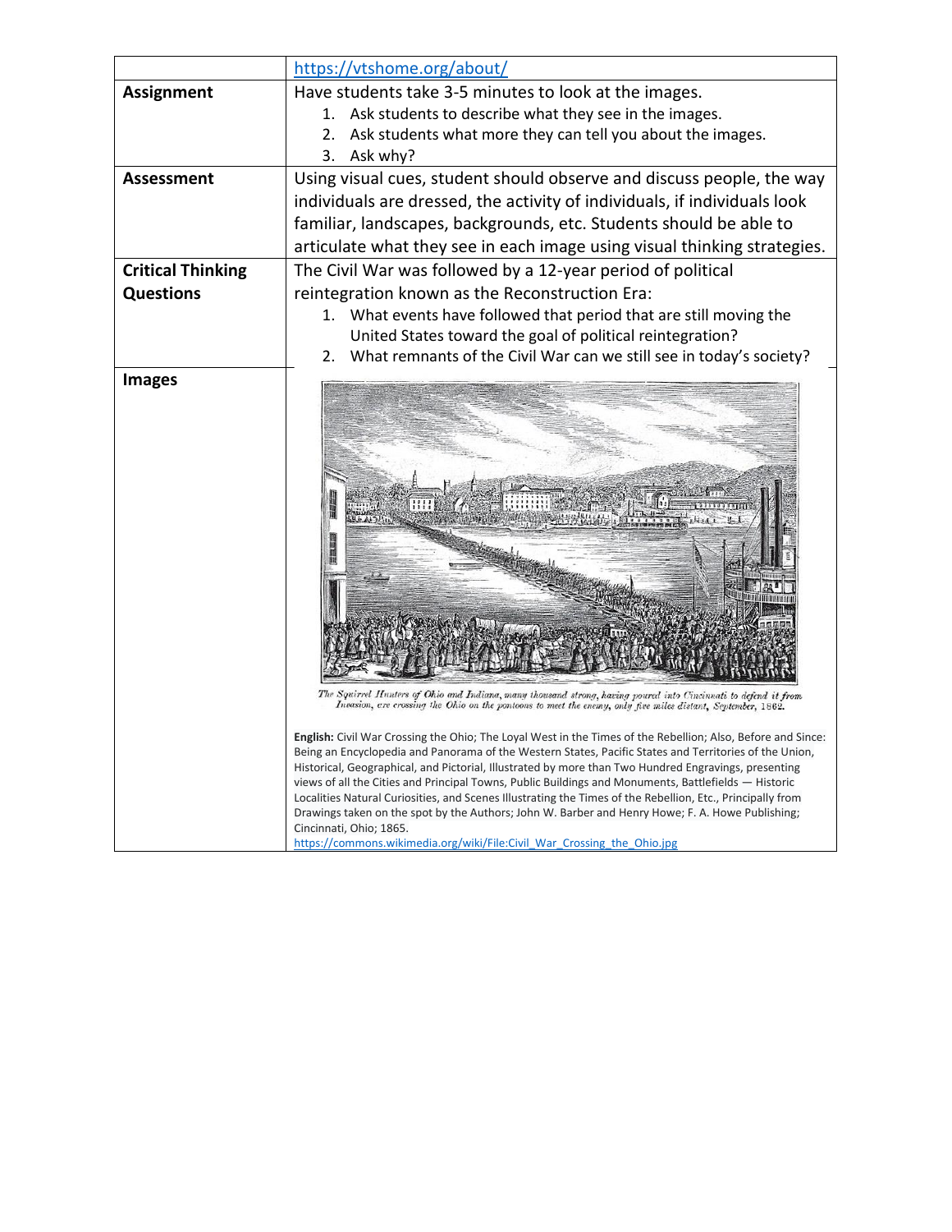| | |
|---|---|
| | https://vtshome.org/about/ |
| **Assignment** | Have students take 3-5 minutes to look at the images.<br>1. Ask students to describe what they see in the images.<br>2. Ask students what more they can tell you about the images.<br>3. Ask why? |
| **Assessment** | Using visual cues, student should observe and discuss people, the way individuals are dressed, the activity of individuals, if individuals look familiar, landscapes, backgrounds, etc. Students should be able to articulate what they see in each image using visual thinking strategies. |
| **Critical Thinking Questions** | The Civil War was followed by a 12-year period of political reintegration known as the Reconstruction Era:<br>1. What events have followed that period that are still moving the United States toward the goal of political reintegration?<br>2. What remnants of the Civil War can we still see in today's society? |
| **Images** | *The Squirrel Hunters of Ohio and Indiana, many thousand strong, having poured into Cincinnati to defend it from Invasion, are crossing the Ohio on the pontoons to meet the enemy, only five miles distant, September, 1862.*<br><br>**English:** Civil War Crossing the Ohio; The Loyal West in the Times of the Rebellion; Also, Before and Since: Being an Encyclopedia and Panorama of the Western States, Pacific States and Territories of the Union, Historical, Geographical, and Pictorial, Illustrated by more than Two Hundred Engravings, presenting views of all the Cities and Principal Towns, Public Buildings and Monuments, Battlefields — Historic Localities Natural Curiosities, and Scenes Illustrating the Times of the Rebellion, Etc., Principally from Drawings taken on the spot by the Authors; John W. Barber and Henry Howe; F. A. Howe Publishing; Cincinnati, Ohio; 1865.<br>https://commons.wikimedia.org/wiki/File:Civil_War_Crossing_the_Ohio.jpg |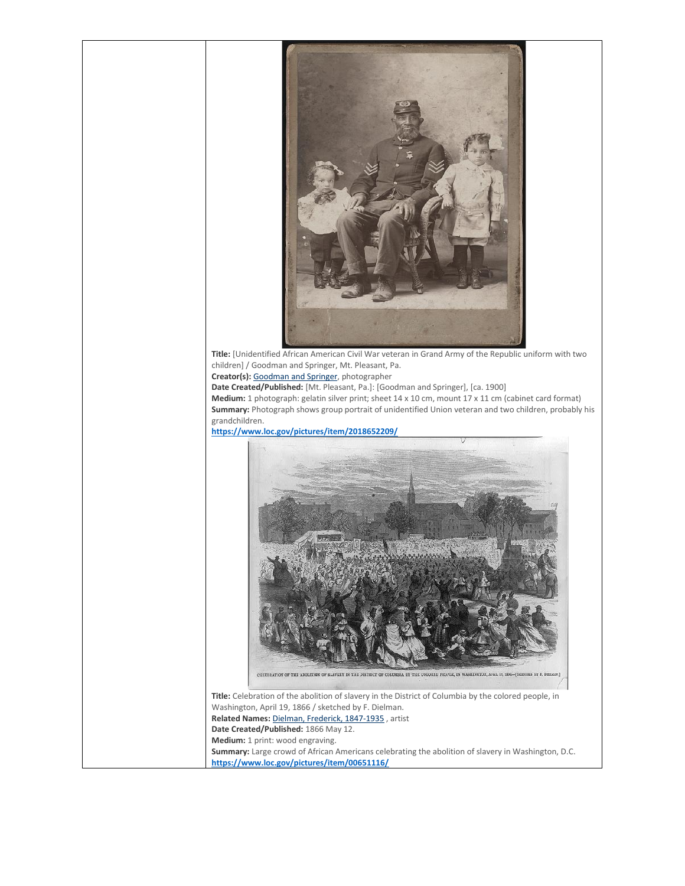**Title:** [Unidentified African American Civil War veteran in Grand Army of the Republic uniform with two children] / Goodman and Springer, Mt. Pleasant, Pa.
**Creator(s):** Goodman and Springer, photographer
**Date Created/Published:** [Mt. Pleasant, Pa.]: [Goodman and Springer], [ca. 1900]
**Medium:** 1 photograph: gelatin silver print; sheet 14 x 10 cm, mount 17 x 11 cm (cabinet card format)
**Summary:** Photograph shows group portrait of unidentified Union veteran and two children, probably his grandchildren.
https://www.loc.gov/pictures/item/2018652209/

CELEBRATION OF THE ABOLITION OF SLAVERY IN THE DISTRICT OF COLUMBIA BY THE COLORED PEOPLE, IN WASHINGTON, APRIL 19, 1866.—[SKETCHED BY F. DIELMAN.]

**Title:** Celebration of the abolition of slavery in the District of Columbia by the colored people, in Washington, April 19, 1866 / sketched by F. Dielman.
**Related Names:** Dielman, Frederick, 1847-1935 , artist
**Date Created/Published:** 1866 May 12.
**Medium:** 1 print: wood engraving.
**Summary:** Large crowd of African Americans celebrating the abolition of slavery in Washington, D.C.
https://www.loc.gov/pictures/item/00651116/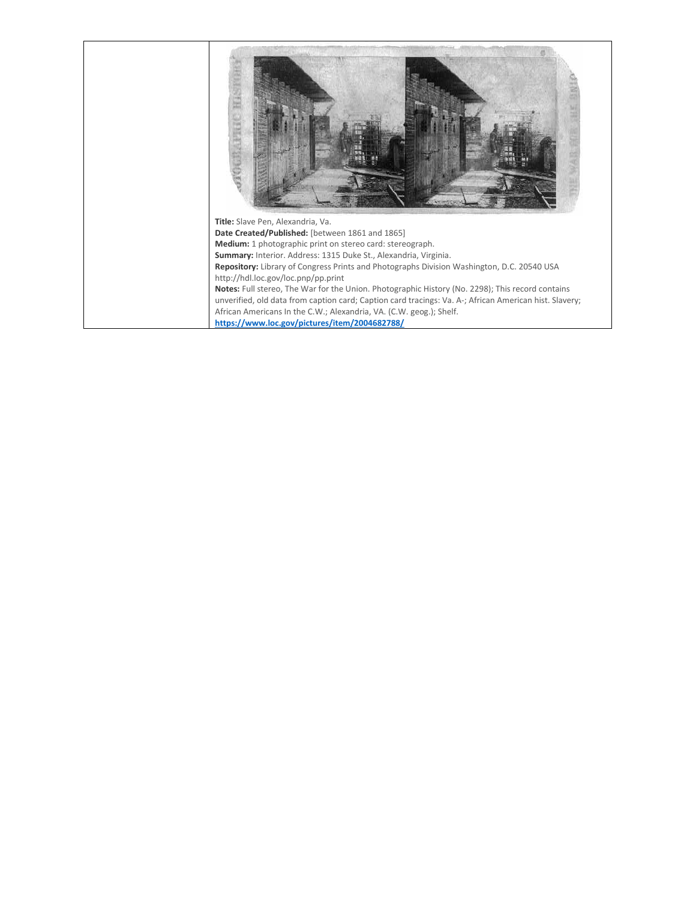**Title:** Slave Pen, Alexandria, Va.
**Date Created/Published:** [between 1861 and 1865]
**Medium:** 1 photographic print on stereo card: stereograph.
**Summary:** Interior. Address: 1315 Duke St., Alexandria, Virginia.
**Repository:** Library of Congress Prints and Photographs Division Washington, D.C. 20540 USA http://hdl.loc.gov/loc.pnp/pp.print
**Notes:** Full stereo, The War for the Union. Photographic History (No. 2298); This record contains unverified, old data from caption card; Caption card tracings: Va. A-; African American hist. Slavery; African Americans In the C.W.; Alexandria, VA. (C.W. geog.); Shelf.
https://www.loc.gov/pictures/item/2004682788/